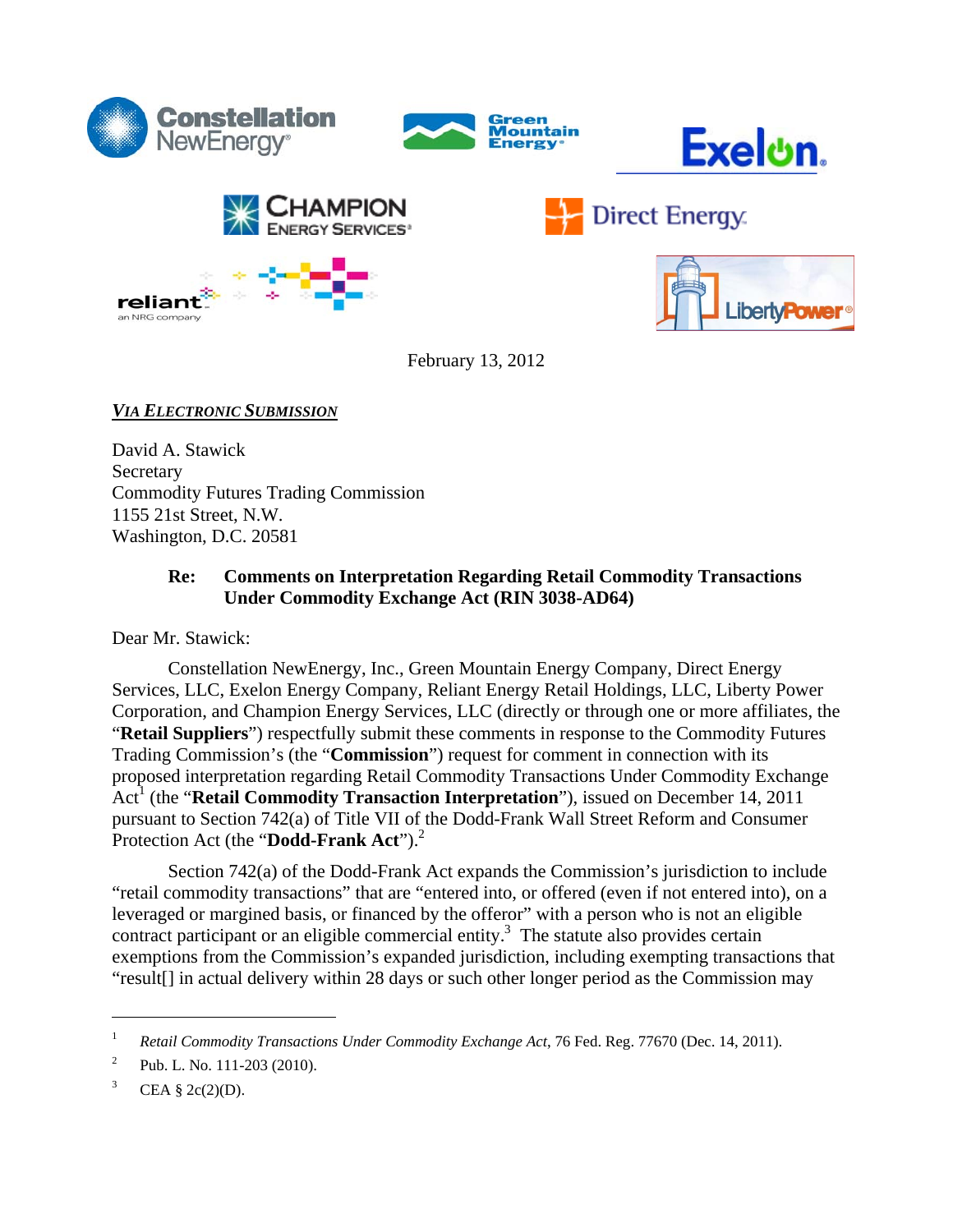February 13, 2012

***VIA ELECTRONIC SUBMISSION***

David A. Stawick
Secretary
Commodity Futures Trading Commission
1155 21st Street, N.W.
Washington, D.C. 20581

**Re: Comments on Interpretation Regarding Retail Commodity Transactions Under Commodity Exchange Act (RIN 3038-AD64)**

Dear Mr. Stawick:

Constellation NewEnergy, Inc., Green Mountain Energy Company, Direct Energy Services, LLC, Exelon Energy Company, Reliant Energy Retail Holdings, LLC, Liberty Power Corporation, and Champion Energy Services, LLC (directly or through one or more affiliates, the "**Retail Suppliers**") respectfully submit these comments in response to the Commodity Futures Trading Commission's (the "**Commission**") request for comment in connection with its proposed interpretation regarding Retail Commodity Transactions Under Commodity Exchange Act[1] (the "**Retail Commodity Transaction Interpretation**"), issued on December 14, 2011 pursuant to Section 742(a) of Title VII of the Dodd-Frank Wall Street Reform and Consumer Protection Act (the "**Dodd-Frank Act**").[2]

Section 742(a) of the Dodd-Frank Act expands the Commission's jurisdiction to include "retail commodity transactions" that are "entered into, or offered (even if not entered into), on a leveraged or margined basis, or financed by the offeror" with a person who is not an eligible contract participant or an eligible commercial entity.[3] The statute also provides certain exemptions from the Commission's expanded jurisdiction, including exempting transactions that "result[] in actual delivery within 28 days or such other longer period as the Commission may

---

[1] *Retail Commodity Transactions Under Commodity Exchange Act*, 76 Fed. Reg. 77670 (Dec. 14, 2011).

[2] Pub. L. No. 111-203 (2010).

[3] CEA § 2c(2)(D).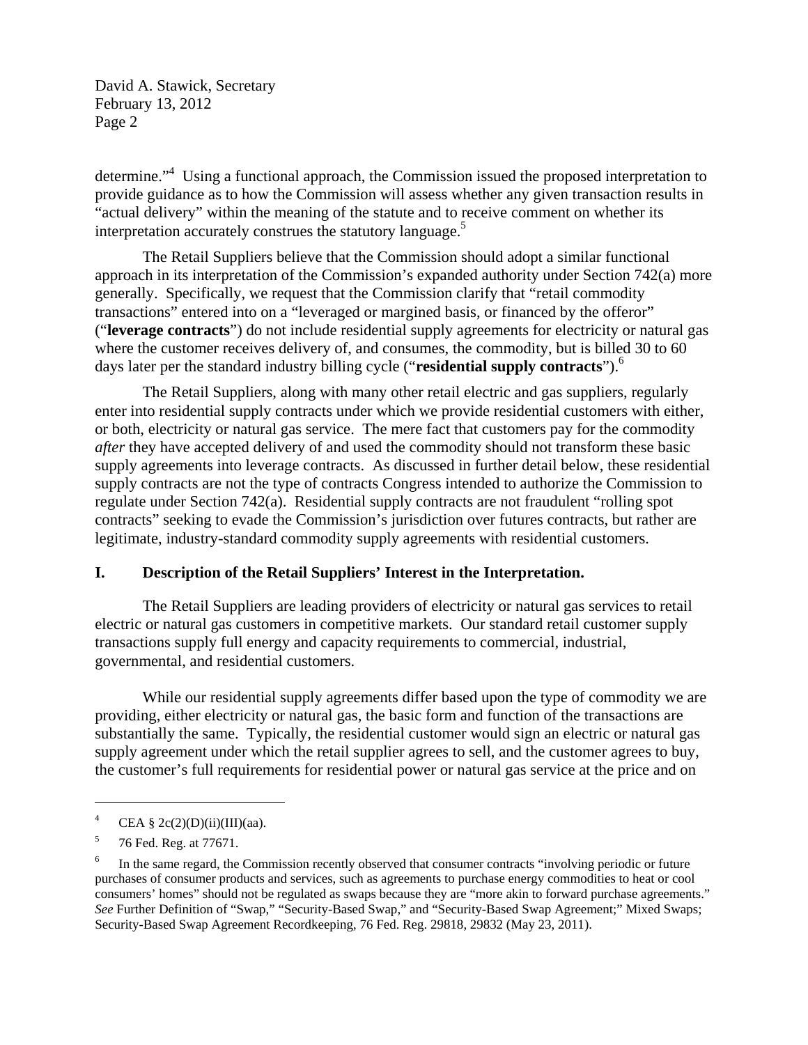determine."[4] Using a functional approach, the Commission issued the proposed interpretation to provide guidance as to how the Commission will assess whether any given transaction results in "actual delivery" within the meaning of the statute and to receive comment on whether its interpretation accurately construes the statutory language.[5]

The Retail Suppliers believe that the Commission should adopt a similar functional approach in its interpretation of the Commission's expanded authority under Section 742(a) more generally. Specifically, we request that the Commission clarify that "retail commodity transactions" entered into on a "leveraged or margined basis, or financed by the offeror" ("**leverage contracts**") do not include residential supply agreements for electricity or natural gas where the customer receives delivery of, and consumes, the commodity, but is billed 30 to 60 days later per the standard industry billing cycle ("**residential supply contracts**").[6]

The Retail Suppliers, along with many other retail electric and gas suppliers, regularly enter into residential supply contracts under which we provide residential customers with either, or both, electricity or natural gas service. The mere fact that customers pay for the commodity *after* they have accepted delivery of and used the commodity should not transform these basic supply agreements into leverage contracts. As discussed in further detail below, these residential supply contracts are not the type of contracts Congress intended to authorize the Commission to regulate under Section 742(a). Residential supply contracts are not fraudulent "rolling spot contracts" seeking to evade the Commission's jurisdiction over futures contracts, but rather are legitimate, industry-standard commodity supply agreements with residential customers.

## I. Description of the Retail Suppliers' Interest in the Interpretation.

The Retail Suppliers are leading providers of electricity or natural gas services to retail electric or natural gas customers in competitive markets. Our standard retail customer supply transactions supply full energy and capacity requirements to commercial, industrial, governmental, and residential customers.

While our residential supply agreements differ based upon the type of commodity we are providing, either electricity or natural gas, the basic form and function of the transactions are substantially the same. Typically, the residential customer would sign an electric or natural gas supply agreement under which the retail supplier agrees to sell, and the customer agrees to buy, the customer's full requirements for residential power or natural gas service at the price and on

---

[4] CEA § 2c(2)(D)(ii)(III)(aa).

[5] 76 Fed. Reg. at 77671.

[6] In the same regard, the Commission recently observed that consumer contracts "involving periodic or future purchases of consumer products and services, such as agreements to purchase energy commodities to heat or cool consumers' homes" should not be regulated as swaps because they are "more akin to forward purchase agreements." *See* Further Definition of "Swap," "Security-Based Swap," and "Security-Based Swap Agreement;" Mixed Swaps; Security-Based Swap Agreement Recordkeeping, 76 Fed. Reg. 29818, 29832 (May 23, 2011).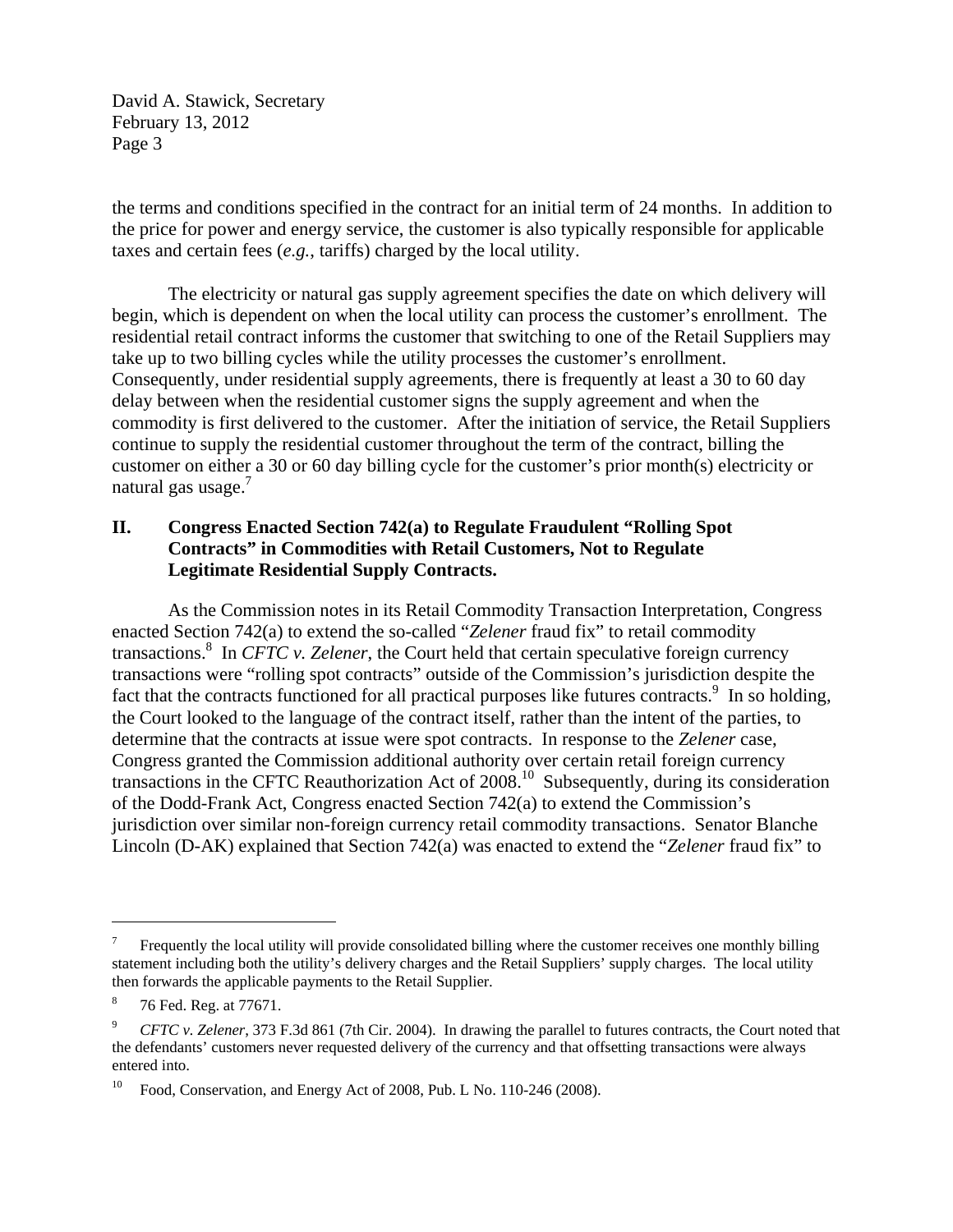the terms and conditions specified in the contract for an initial term of 24 months. In addition to the price for power and energy service, the customer is also typically responsible for applicable taxes and certain fees (*e.g.*, tariffs) charged by the local utility.

The electricity or natural gas supply agreement specifies the date on which delivery will begin, which is dependent on when the local utility can process the customer's enrollment. The residential retail contract informs the customer that switching to one of the Retail Suppliers may take up to two billing cycles while the utility processes the customer's enrollment. Consequently, under residential supply agreements, there is frequently at least a 30 to 60 day delay between when the residential customer signs the supply agreement and when the commodity is first delivered to the customer. After the initiation of service, the Retail Suppliers continue to supply the residential customer throughout the term of the contract, billing the customer on either a 30 or 60 day billing cycle for the customer's prior month(s) electricity or natural gas usage.[7]

## II. Congress Enacted Section 742(a) to Regulate Fraudulent "Rolling Spot Contracts" in Commodities with Retail Customers, Not to Regulate Legitimate Residential Supply Contracts.

As the Commission notes in its Retail Commodity Transaction Interpretation, Congress enacted Section 742(a) to extend the so-called "*Zelener* fraud fix" to retail commodity transactions.[8] In *CFTC v. Zelener*, the Court held that certain speculative foreign currency transactions were "rolling spot contracts" outside of the Commission's jurisdiction despite the fact that the contracts functioned for all practical purposes like futures contracts.[9] In so holding, the Court looked to the language of the contract itself, rather than the intent of the parties, to determine that the contracts at issue were spot contracts. In response to the *Zelener* case, Congress granted the Commission additional authority over certain retail foreign currency transactions in the CFTC Reauthorization Act of 2008.[10] Subsequently, during its consideration of the Dodd-Frank Act, Congress enacted Section 742(a) to extend the Commission's jurisdiction over similar non-foreign currency retail commodity transactions. Senator Blanche Lincoln (D-AK) explained that Section 742(a) was enacted to extend the "*Zelener* fraud fix" to

---

[7] Frequently the local utility will provide consolidated billing where the customer receives one monthly billing statement including both the utility's delivery charges and the Retail Suppliers' supply charges. The local utility then forwards the applicable payments to the Retail Supplier.

[8] 76 Fed. Reg. at 77671.

[9] *CFTC v. Zelener*, 373 F.3d 861 (7th Cir. 2004). In drawing the parallel to futures contracts, the Court noted that the defendants' customers never requested delivery of the currency and that offsetting transactions were always entered into.

[10] Food, Conservation, and Energy Act of 2008, Pub. L No. 110-246 (2008).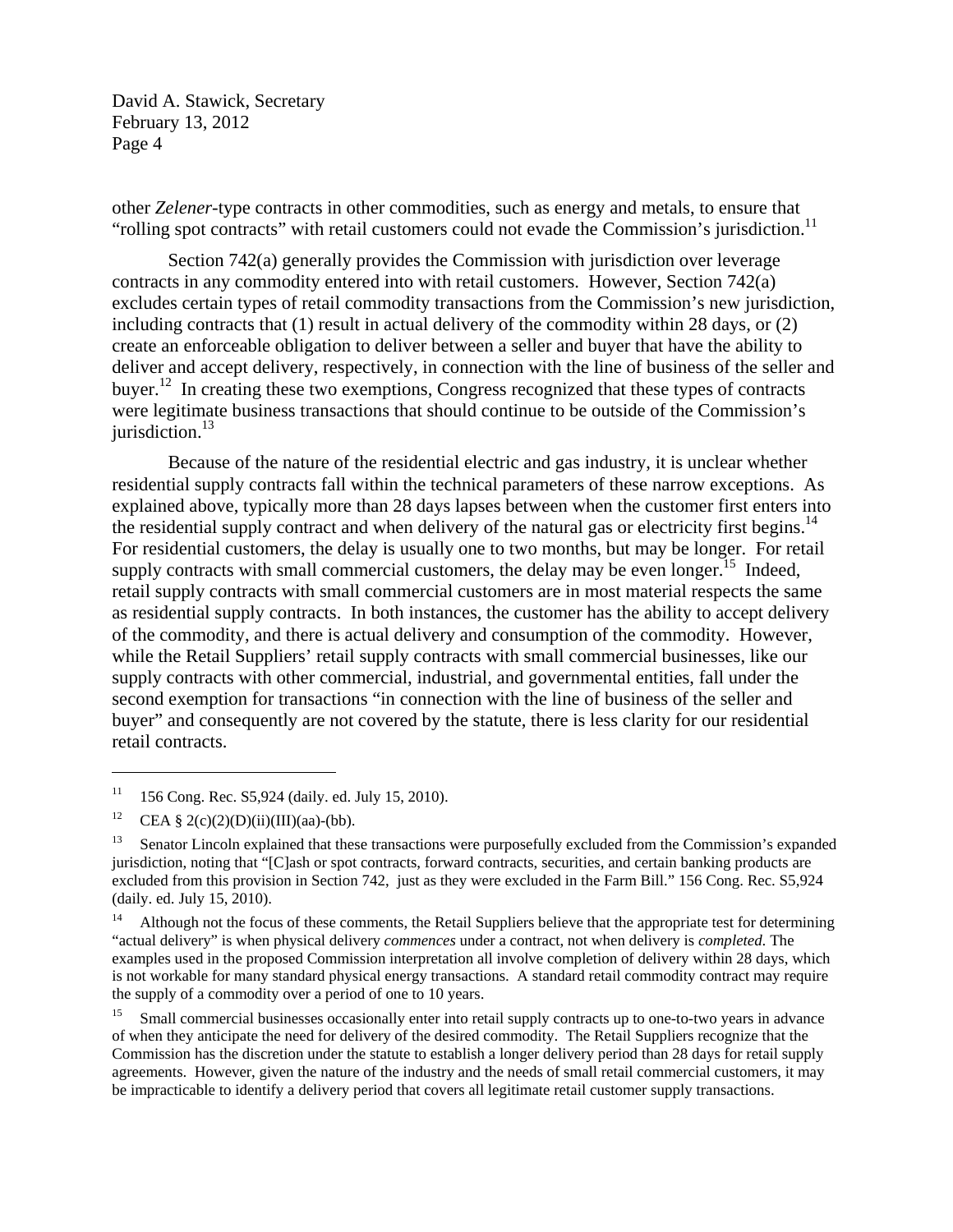other *Zelener*-type contracts in other commodities, such as energy and metals, to ensure that "rolling spot contracts" with retail customers could not evade the Commission's jurisdiction.[11]

Section 742(a) generally provides the Commission with jurisdiction over leverage contracts in any commodity entered into with retail customers. However, Section 742(a) excludes certain types of retail commodity transactions from the Commission's new jurisdiction, including contracts that (1) result in actual delivery of the commodity within 28 days, or (2) create an enforceable obligation to deliver between a seller and buyer that have the ability to deliver and accept delivery, respectively, in connection with the line of business of the seller and buyer.[12] In creating these two exemptions, Congress recognized that these types of contracts were legitimate business transactions that should continue to be outside of the Commission's jurisdiction.[13]

Because of the nature of the residential electric and gas industry, it is unclear whether residential supply contracts fall within the technical parameters of these narrow exceptions. As explained above, typically more than 28 days lapses between when the customer first enters into the residential supply contract and when delivery of the natural gas or electricity first begins.[14] For residential customers, the delay is usually one to two months, but may be longer. For retail supply contracts with small commercial customers, the delay may be even longer.[15] Indeed, retail supply contracts with small commercial customers are in most material respects the same as residential supply contracts. In both instances, the customer has the ability to accept delivery of the commodity, and there is actual delivery and consumption of the commodity. However, while the Retail Suppliers' retail supply contracts with small commercial businesses, like our supply contracts with other commercial, industrial, and governmental entities, fall under the second exemption for transactions "in connection with the line of business of the seller and buyer" and consequently are not covered by the statute, there is less clarity for our residential retail contracts.

---

[11] 156 Cong. Rec. S5,924 (daily. ed. July 15, 2010).

[12] CEA § 2(c)(2)(D)(ii)(III)(aa)-(bb).

[13] Senator Lincoln explained that these transactions were purposefully excluded from the Commission's expanded jurisdiction, noting that "[C]ash or spot contracts, forward contracts, securities, and certain banking products are excluded from this provision in Section 742, just as they were excluded in the Farm Bill." 156 Cong. Rec. S5,924 (daily. ed. July 15, 2010).

[14] Although not the focus of these comments, the Retail Suppliers believe that the appropriate test for determining "actual delivery" is when physical delivery *commences* under a contract, not when delivery is *completed*. The examples used in the proposed Commission interpretation all involve completion of delivery within 28 days, which is not workable for many standard physical energy transactions. A standard retail commodity contract may require the supply of a commodity over a period of one to 10 years.

[15] Small commercial businesses occasionally enter into retail supply contracts up to one-to-two years in advance of when they anticipate the need for delivery of the desired commodity. The Retail Suppliers recognize that the Commission has the discretion under the statute to establish a longer delivery period than 28 days for retail supply agreements. However, given the nature of the industry and the needs of small retail commercial customers, it may be impracticable to identify a delivery period that covers all legitimate retail customer supply transactions.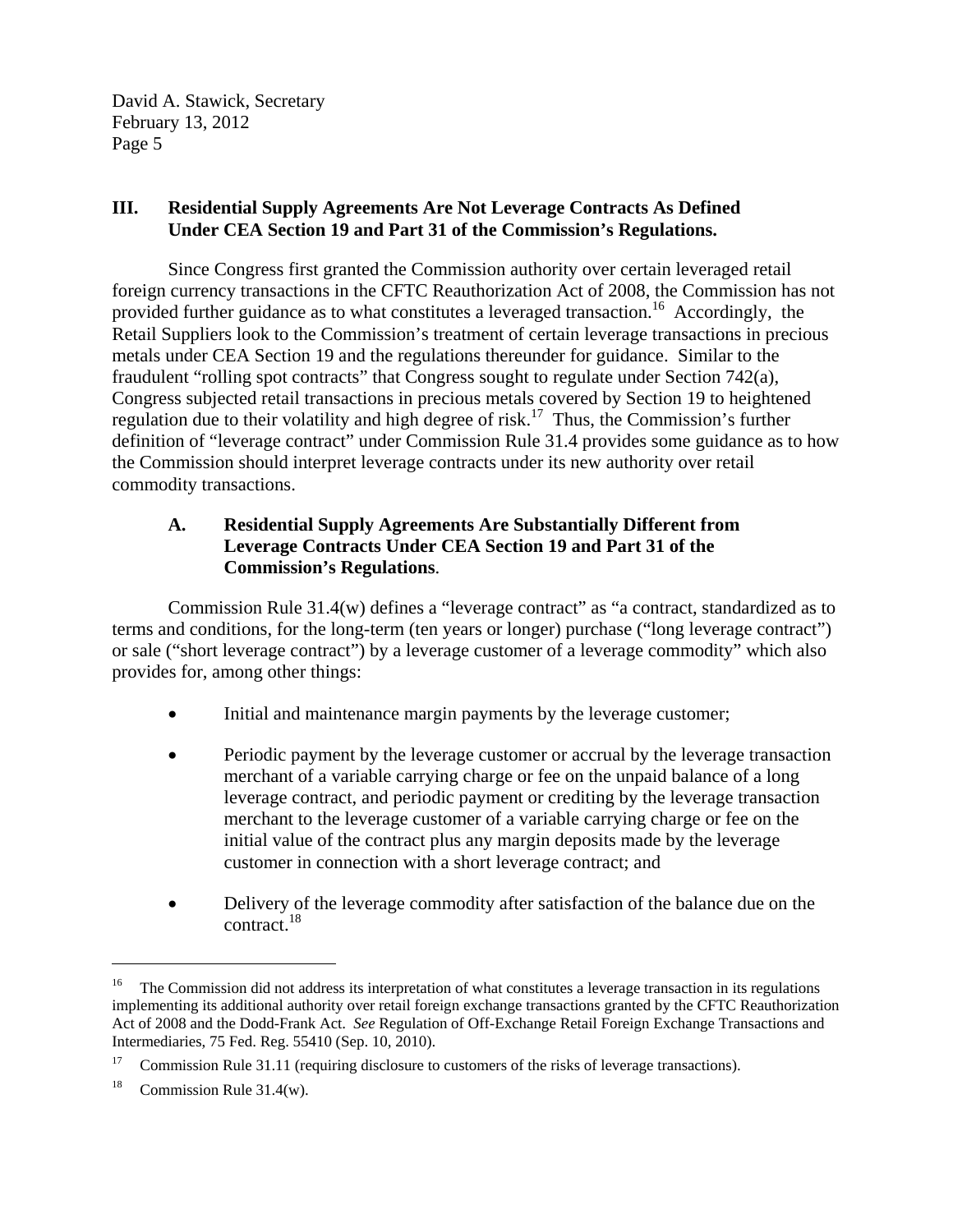## III. Residential Supply Agreements Are Not Leverage Contracts As Defined Under CEA Section 19 and Part 31 of the Commission's Regulations.

Since Congress first granted the Commission authority over certain leveraged retail foreign currency transactions in the CFTC Reauthorization Act of 2008, the Commission has not provided further guidance as to what constitutes a leveraged transaction.[16] Accordingly, the Retail Suppliers look to the Commission's treatment of certain leverage transactions in precious metals under CEA Section 19 and the regulations thereunder for guidance. Similar to the fraudulent "rolling spot contracts" that Congress sought to regulate under Section 742(a), Congress subjected retail transactions in precious metals covered by Section 19 to heightened regulation due to their volatility and high degree of risk.[17] Thus, the Commission's further definition of "leverage contract" under Commission Rule 31.4 provides some guidance as to how the Commission should interpret leverage contracts under its new authority over retail commodity transactions.

### A. Residential Supply Agreements Are Substantially Different from Leverage Contracts Under CEA Section 19 and Part 31 of the Commission's Regulations.

Commission Rule 31.4(w) defines a "leverage contract" as "a contract, standardized as to terms and conditions, for the long-term (ten years or longer) purchase ("long leverage contract") or sale ("short leverage contract") by a leverage customer of a leverage commodity" which also provides for, among other things:

- Initial and maintenance margin payments by the leverage customer;
- Periodic payment by the leverage customer or accrual by the leverage transaction merchant of a variable carrying charge or fee on the unpaid balance of a long leverage contract, and periodic payment or crediting by the leverage transaction merchant to the leverage customer of a variable carrying charge or fee on the initial value of the contract plus any margin deposits made by the leverage customer in connection with a short leverage contract; and
- Delivery of the leverage commodity after satisfaction of the balance due on the contract.[18]

---

[16] The Commission did not address its interpretation of what constitutes a leverage transaction in its regulations implementing its additional authority over retail foreign exchange transactions granted by the CFTC Reauthorization Act of 2008 and the Dodd-Frank Act. *See* Regulation of Off-Exchange Retail Foreign Exchange Transactions and Intermediaries, 75 Fed. Reg. 55410 (Sep. 10, 2010).

[17] Commission Rule 31.11 (requiring disclosure to customers of the risks of leverage transactions).

[18] Commission Rule 31.4(w).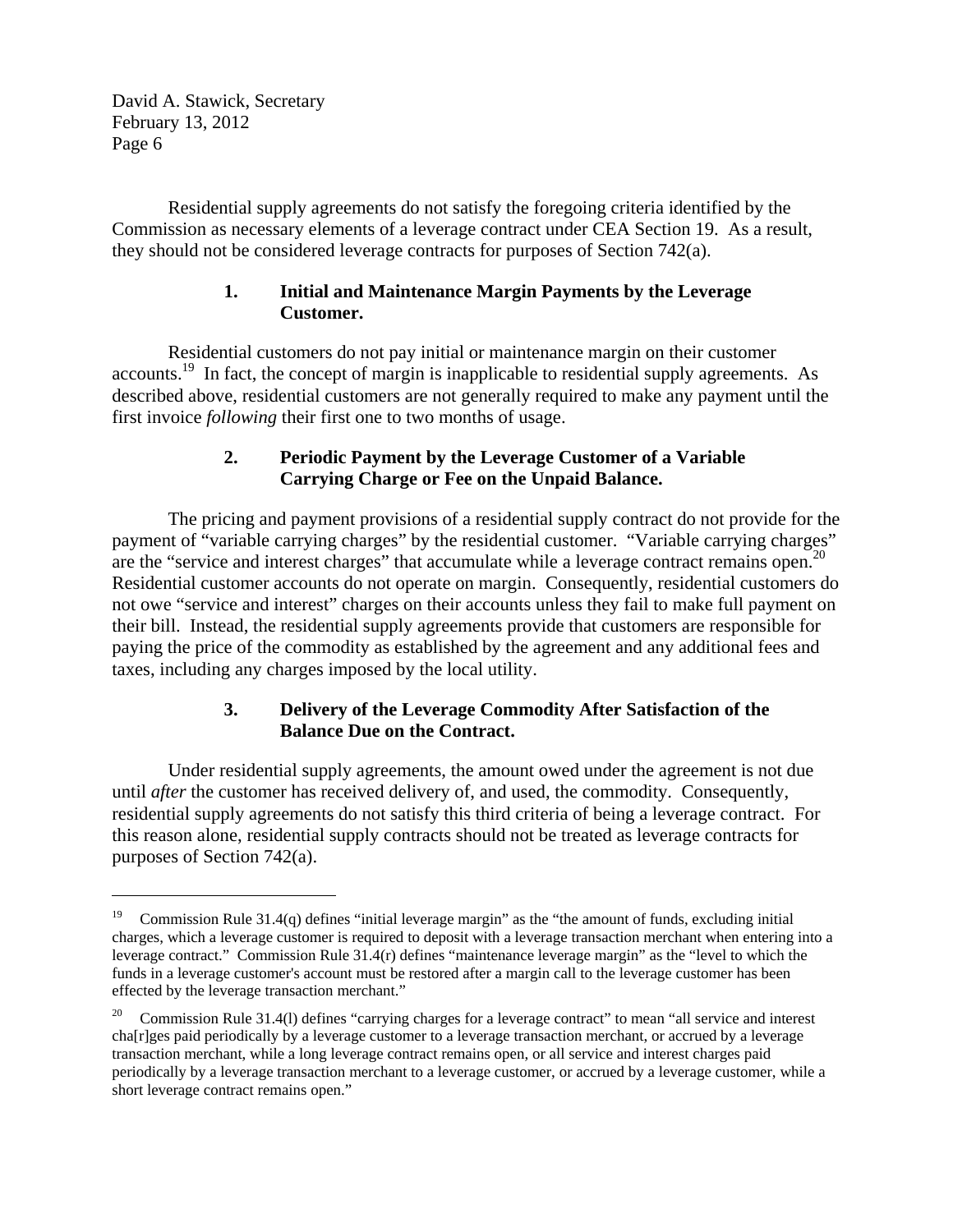Residential supply agreements do not satisfy the foregoing criteria identified by the Commission as necessary elements of a leverage contract under CEA Section 19. As a result, they should not be considered leverage contracts for purposes of Section 742(a).

### 1. Initial and Maintenance Margin Payments by the Leverage Customer.

Residential customers do not pay initial or maintenance margin on their customer accounts.[19] In fact, the concept of margin is inapplicable to residential supply agreements. As described above, residential customers are not generally required to make any payment until the first invoice *following* their first one to two months of usage.

### 2. Periodic Payment by the Leverage Customer of a Variable Carrying Charge or Fee on the Unpaid Balance.

The pricing and payment provisions of a residential supply contract do not provide for the payment of "variable carrying charges" by the residential customer. "Variable carrying charges" are the "service and interest charges" that accumulate while a leverage contract remains open.[20] Residential customer accounts do not operate on margin. Consequently, residential customers do not owe "service and interest" charges on their accounts unless they fail to make full payment on their bill. Instead, the residential supply agreements provide that customers are responsible for paying the price of the commodity as established by the agreement and any additional fees and taxes, including any charges imposed by the local utility.

### 3. Delivery of the Leverage Commodity After Satisfaction of the Balance Due on the Contract.

Under residential supply agreements, the amount owed under the agreement is not due until *after* the customer has received delivery of, and used, the commodity. Consequently, residential supply agreements do not satisfy this third criteria of being a leverage contract. For this reason alone, residential supply contracts should not be treated as leverage contracts for purposes of Section 742(a).

---

[19] Commission Rule 31.4(q) defines "initial leverage margin" as the "the amount of funds, excluding initial charges, which a leverage customer is required to deposit with a leverage transaction merchant when entering into a leverage contract." Commission Rule 31.4(r) defines "maintenance leverage margin" as the "level to which the funds in a leverage customer's account must be restored after a margin call to the leverage customer has been effected by the leverage transaction merchant."

[20] Commission Rule 31.4(l) defines "carrying charges for a leverage contract" to mean "all service and interest cha[r]ges paid periodically by a leverage customer to a leverage transaction merchant, or accrued by a leverage transaction merchant, while a long leverage contract remains open, or all service and interest charges paid periodically by a leverage transaction merchant to a leverage customer, or accrued by a leverage customer, while a short leverage contract remains open."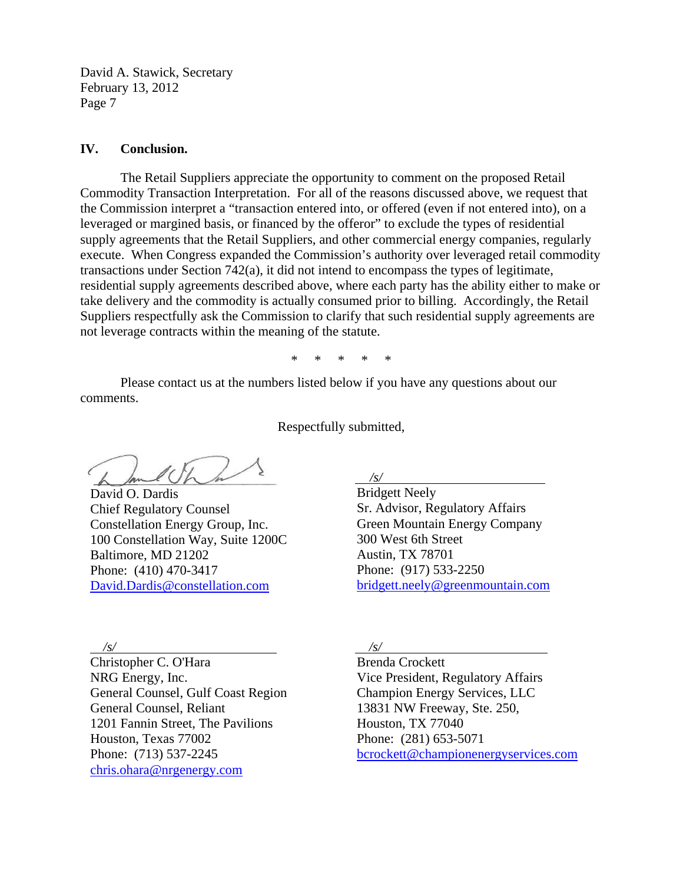## IV. Conclusion.

The Retail Suppliers appreciate the opportunity to comment on the proposed Retail Commodity Transaction Interpretation. For all of the reasons discussed above, we request that the Commission interpret a "transaction entered into, or offered (even if not entered into), on a leveraged or margined basis, or financed by the offeror" to exclude the types of residential supply agreements that the Retail Suppliers, and other commercial energy companies, regularly execute. When Congress expanded the Commission's authority over leveraged retail commodity transactions under Section 742(a), it did not intend to encompass the types of legitimate, residential supply agreements described above, where each party has the ability either to make or take delivery and the commodity is actually consumed prior to billing. Accordingly, the Retail Suppliers respectfully ask the Commission to clarify that such residential supply agreements are not leverage contracts within the meaning of the statute.

\* \* \* \* \*

Please contact us at the numbers listed below if you have any questions about our comments.

Respectfully submitted,

David O. Dardis
Chief Regulatory Counsel
Constellation Energy Group, Inc.
100 Constellation Way, Suite 1200C
Baltimore, MD 21202
Phone: (410) 470-3417
David.Dardis@constellation.com

*/s/*
Bridgett Neely
Sr. Advisor, Regulatory Affairs
Green Mountain Energy Company
300 West 6th Street
Austin, TX 78701
Phone: (917) 533-2250
bridgett.neely@greenmountain.com

*/s/*
Christopher C. O'Hara
NRG Energy, Inc.
General Counsel, Gulf Coast Region
General Counsel, Reliant
1201 Fannin Street, The Pavilions
Houston, Texas 77002
Phone: (713) 537-2245
chris.ohara@nrgenergy.com

*/s/*
Brenda Crockett
Vice President, Regulatory Affairs
Champion Energy Services, LLC
13831 NW Freeway, Ste. 250,
Houston, TX 77040
Phone: (281) 653-5071
bcrockett@championenergyservices.com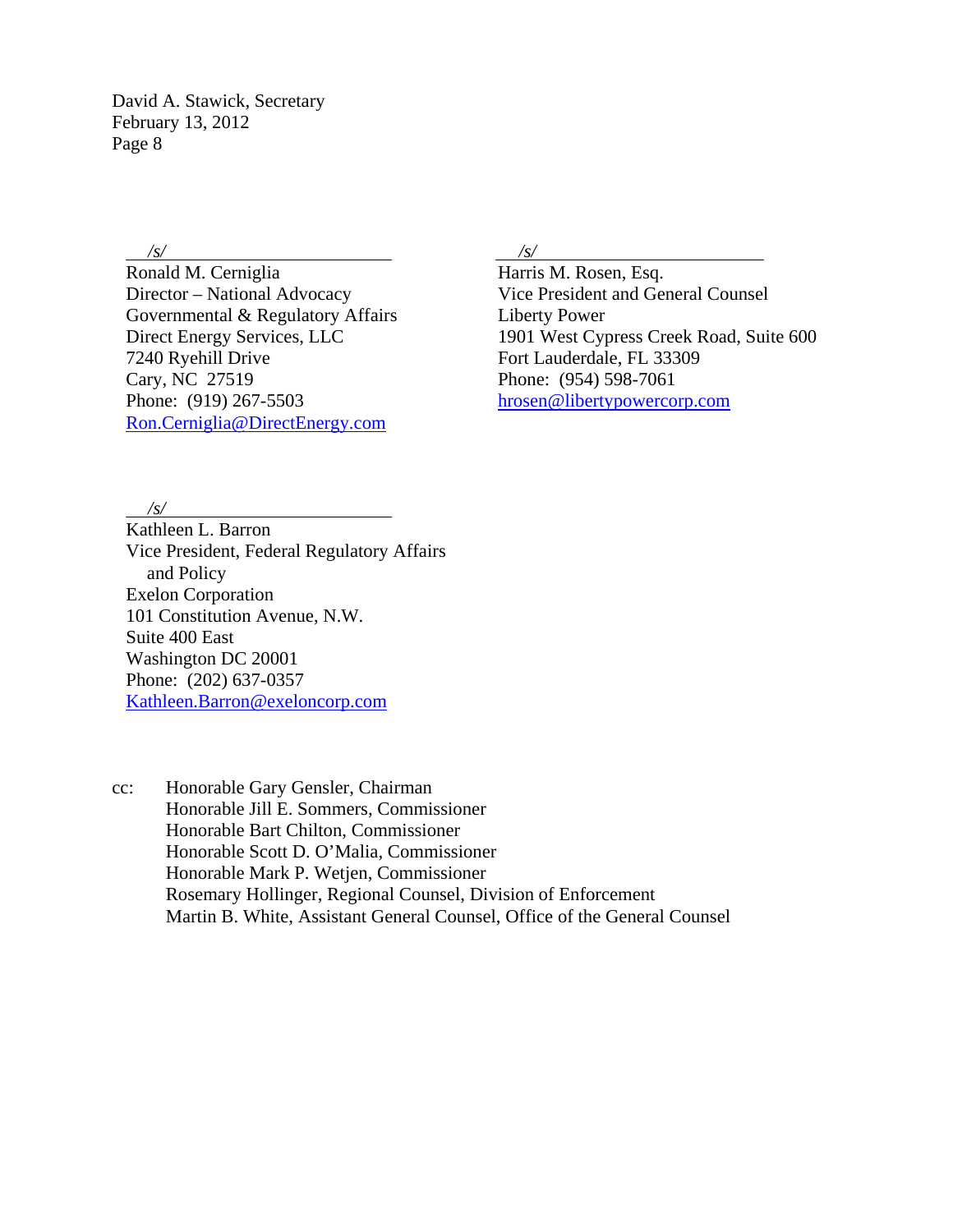*/s/*
Ronald M. Cerniglia
Director – National Advocacy
Governmental & Regulatory Affairs
Direct Energy Services, LLC
7240 Ryehill Drive
Cary, NC 27519
Phone: (919) 267-5503
Ron.Cerniglia@DirectEnergy.com

*/s/*
Harris M. Rosen, Esq.
Vice President and General Counsel
Liberty Power
1901 West Cypress Creek Road, Suite 600
Fort Lauderdale, FL 33309
Phone: (954) 598-7061
hrosen@libertypowercorp.com

*/s/*
Kathleen L. Barron
Vice President, Federal Regulatory Affairs
and Policy
Exelon Corporation
101 Constitution Avenue, N.W.
Suite 400 East
Washington DC 20001
Phone: (202) 637-0357
Kathleen.Barron@exeloncorp.com

cc: Honorable Gary Gensler, Chairman
Honorable Jill E. Sommers, Commissioner
Honorable Bart Chilton, Commissioner
Honorable Scott D. O'Malia, Commissioner
Honorable Mark P. Wetjen, Commissioner
Rosemary Hollinger, Regional Counsel, Division of Enforcement
Martin B. White, Assistant General Counsel, Office of the General Counsel